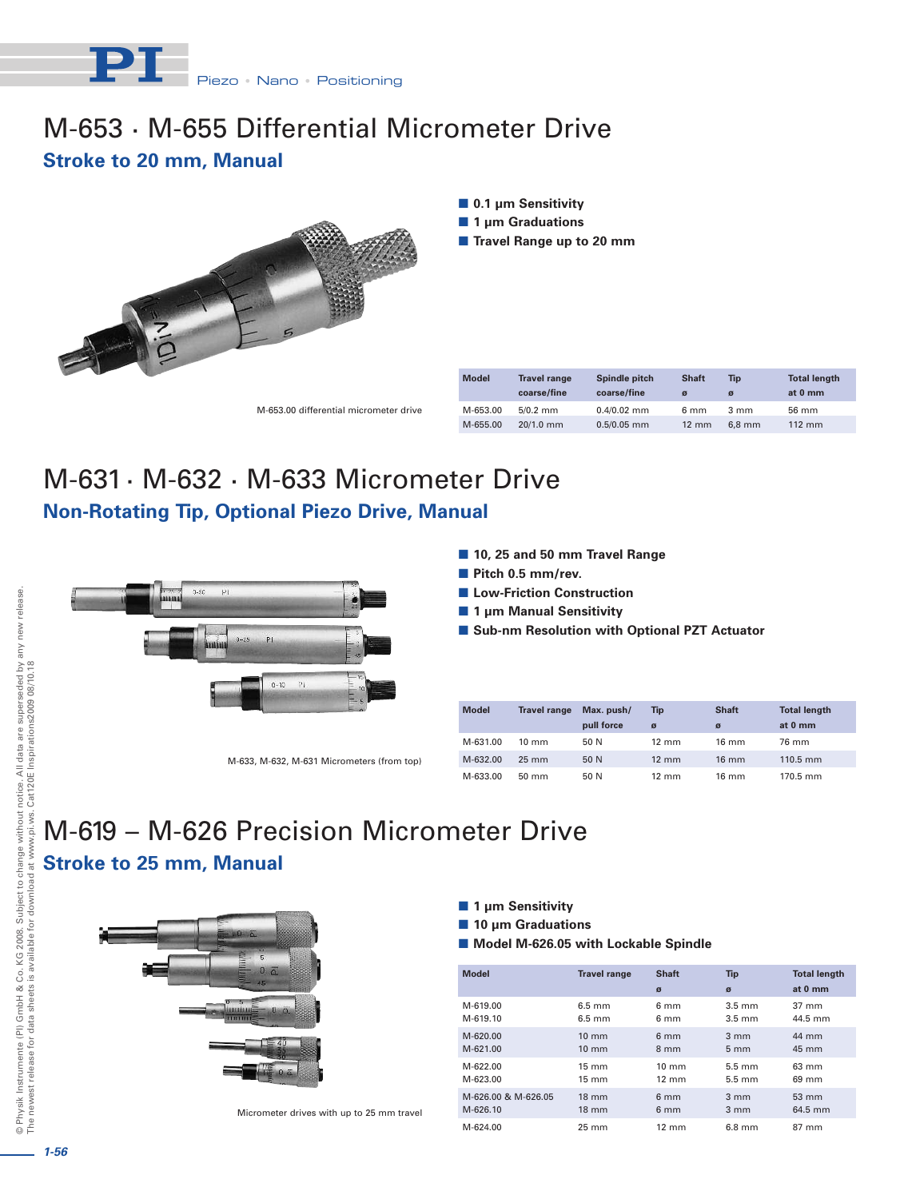# M-653 · M-655 Differential Micrometer Drive

## Stroke to 20 mm, Manual

M-653.00 differential micrometer drive

- 0.1 µm Sensitivity
- 1 µm Graduations
- Travel Range up to 20 mm

| Model | Travel range coarse/fine | Spindle pitch coarse/fine | Shaft ø | Tip ø | Total length at 0 mm |
|---|---|---|---|---|---|
| M-653.00 | 5/0.2 mm | 0.4/0.02 mm | 6 mm | 3 mm | 56 mm |
| M-655.00 | 20/1.0 mm | 0.5/0.05 mm | 12 mm | 6,8 mm | 112 mm |

# M-631 · M-632 · M-633 Micrometer Drive

## Non-Rotating Tip, Optional Piezo Drive, Manual

M-633, M-632, M-631 Micrometers (from top)

- 10, 25 and 50 mm Travel Range
- Pitch 0.5 mm/rev.
- Low-Friction Construction
- 1 µm Manual Sensitivity
- Sub-nm Resolution with Optional PZT Actuator

| Model | Travel range | Max. push/ pull force | Tip ø | Shaft ø | Total length at 0 mm |
|---|---|---|---|---|---|
| M-631.00 | 10 mm | 50 N | 12 mm | 16 mm | 76 mm |
| M-632.00 | 25 mm | 50 N | 12 mm | 16 mm | 110.5 mm |
| M-633.00 | 50 mm | 50 N | 12 mm | 16 mm | 170.5 mm |

# M-619 – M-626 Precision Micrometer Drive

## Stroke to 25 mm, Manual

Micrometer drives with up to 25 mm travel

- 1 µm Sensitivity
- 10 µm Graduations
- Model M-626.05 with Lockable Spindle

| Model | Travel range | Shaft ø | Tip ø | Total length at 0 mm |
|---|---|---|---|---|
| M-619.00 | 6.5 mm | 6 mm | 3.5 mm | 37 mm |
| M-619.10 | 6.5 mm | 6 mm | 3.5 mm | 44.5 mm |
| M-620.00 | 10 mm | 6 mm | 3 mm | 44 mm |
| M-621.00 | 10 mm | 8 mm | 5 mm | 45 mm |
| M-622.00 | 15 mm | 10 mm | 5.5 mm | 63 mm |
| M-623.00 | 15 mm | 12 mm | 5.5 mm | 69 mm |
| M-626.00 & M-626.05 | 18 mm | 6 mm | 3 mm | 53 mm |
| M-626.10 | 18 mm | 6 mm | 3 mm | 64.5 mm |
| M-624.00 | 25 mm | 12 mm | 6.8 mm | 87 mm |

© Physik Instrumente (PI) GmbH & Co. KG 2008. Subject to change without notice. All data are superseded by any new release. The newest release for data sheets is available for download at www.pi.ws. Cat120E Inspirations2009 08/10.18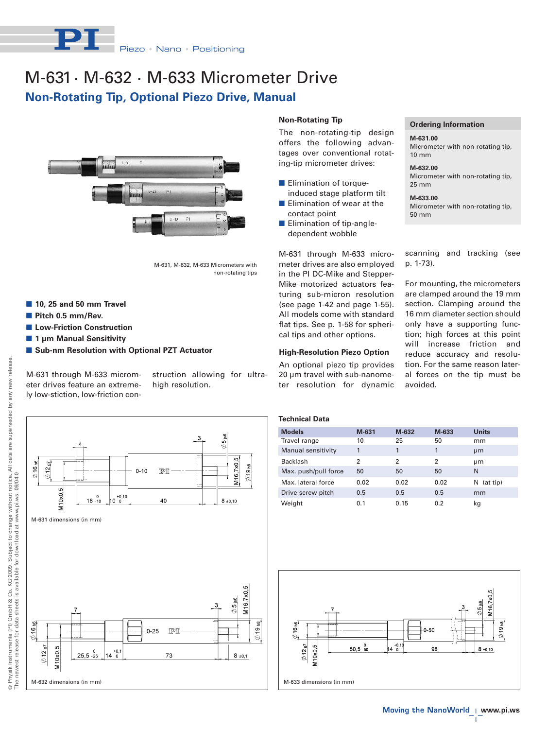# M-631 · M-632 · M-633 Micrometer Drive

## Non-Rotating Tip, Optional Piezo Drive, Manual

M-631, M-632, M-633 Micrometers with non-rotating tips

- 10, 25 and 50 mm Travel
- Pitch 0.5 mm/Rev.
- Low-Friction Construction
- 1 µm Manual Sensitivity
- Sub-nm Resolution with Optional PZT Actuator

M-631 through M-633 micrometer drives feature an extremely low-stiction, low-friction construction allowing for ultra-high resolution.

### Non-Rotating Tip

The non-rotating-tip design offers the following advantages over conventional rotating-tip micrometer drives:

- Elimination of torque-induced stage platform tilt
- Elimination of wear at the contact point
- Elimination of tip-angle-dependent wobble

M-631 through M-633 micrometer drives are also employed in the PI DC-Mike and Stepper-Mike motorized actuators featuring sub-micron resolution (see page 1-42 and page 1-55). All models come with standard flat tips. See p. 1-58 for spherical tips and other options.

### High-Resolution Piezo Option

An optional piezo tip provides 20 µm travel with sub-nanometer resolution for dynamic scanning and tracking (see p. 1-73).

For mounting, the micrometers are clamped around the 19 mm section. Clamping around the 16 mm diameter section should only have a supporting function; high forces at this point will increase friction and reduce accuracy and resolution. For the same reason lateral forces on the tip must be avoided.

### Ordering Information

**M-631.00**
Micrometer with non-rotating tip, 10 mm

**M-632.00**
Micrometer with non-rotating tip, 25 mm

**M-633.00**
Micrometer with non-rotating tip, 50 mm

### Technical Data

| Models | M-631 | M-632 | M-633 | Units |
|---|---|---|---|---|
| Travel range | 10 | 25 | 50 | mm |
| Manual sensitivity | 1 | 1 | 1 | µm |
| Backlash | 2 | 2 | 2 | µm |
| Max. push/pull force | 50 | 50 | 50 | N |
| Max. lateral force | 0.02 | 0.02 | 0.02 | N (at tip) |
| Drive screw pitch | 0.5 | 0.5 | 0.5 | mm |
| Weight | 0.1 | 0.15 | 0.2 | kg |

M-631 dimensions (in mm)

M-632 dimensions (in mm)

M-633 dimensions (in mm)

© Physik Instrumente (PI) GmbH & Co. KG 2009. Subject to change without notice. All data are superseded by any new release.
The newest release for data sheets is available for download at www.pi.ws. 09/04.0